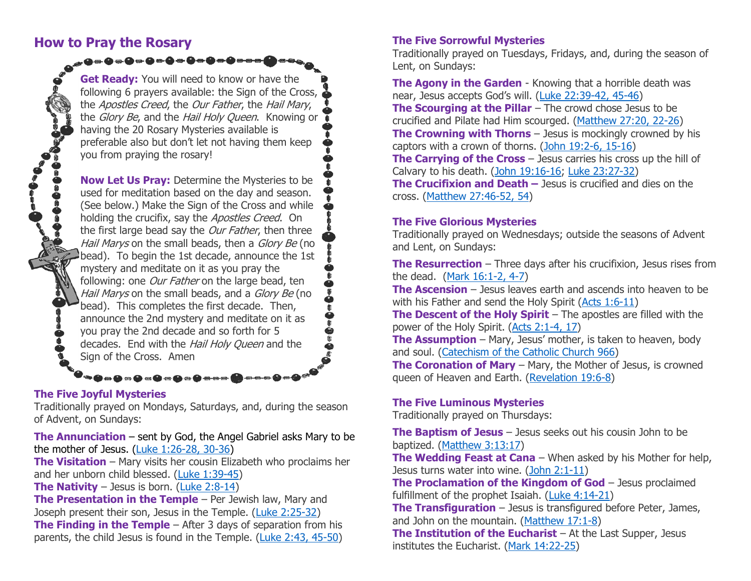## How to Pray the Rosary

**Get Ready:** You will need to know or have the following 6 prayers available: the Sign of the Cross, the *Apostles Creed*, the *Our Father*, the *Hail Mary*, the *Glory Be*, and the *Hail Holy Queen*. Knowing or having the 20 Rosary Mysteries available is preferable also but don't let not having them keep you from praying the rosary!

**Now Let Us Pray:** Determine the Mysteries to be used for meditation based on the day and season. (See below.) Make the Sign of the Cross and while holding the crucifix, say the *Apostles Creed*. On the first large bead say the *Our Father*, then three *Hail Marys* on the small beads, then a *Glory Be* (no bead). To begin the 1st decade, announce the 1st mystery and meditate on it as you pray the following: one *Our Father* on the large bead, ten *Hail Marys* on the small beads, and a *Glory Be* (no bead). This completes the first decade. Then, announce the 2nd mystery and meditate on it as you pray the 2nd decade and so forth for 5 decades. End with the *Hail Holy Queen* and the Sign of the Cross. Amen

### The Five Joyful Mysteries

Traditionally prayed on Mondays, Saturdays, and, during the season of Advent, on Sundays:

**The Annunciation** – sent by God, the Angel Gabriel asks Mary to be the mother of Jesus. (Luke 1:26-28, 30-36)
**The Visitation** – Mary visits her cousin Elizabeth who proclaims her and her unborn child blessed. (Luke 1:39-45)
**The Nativity** – Jesus is born. (Luke 2:8-14)
**The Presentation in the Temple** – Per Jewish law, Mary and Joseph present their son, Jesus in the Temple. (Luke 2:25-32)
**The Finding in the Temple** – After 3 days of separation from his parents, the child Jesus is found in the Temple. (Luke 2:43, 45-50)

### The Five Sorrowful Mysteries

Traditionally prayed on Tuesdays, Fridays, and, during the season of Lent, on Sundays:

**The Agony in the Garden** - Knowing that a horrible death was near, Jesus accepts God's will. (Luke 22:39-42, 45-46)
**The Scourging at the Pillar** – The crowd chose Jesus to be crucified and Pilate had Him scourged. (Matthew 27:20, 22-26)
**The Crowning with Thorns** – Jesus is mockingly crowned by his captors with a crown of thorns. (John 19:2-6, 15-16)
**The Carrying of the Cross** – Jesus carries his cross up the hill of Calvary to his death. (John 19:16-16; Luke 23:27-32)
**The Crucifixion and Death –** Jesus is crucified and dies on the cross. (Matthew 27:46-52, 54)

### The Five Glorious Mysteries

Traditionally prayed on Wednesdays; outside the seasons of Advent and Lent, on Sundays:

**The Resurrection** – Three days after his crucifixion, Jesus rises from the dead. (Mark 16:1-2, 4-7)
**The Ascension** – Jesus leaves earth and ascends into heaven to be with his Father and send the Holy Spirit (Acts 1:6-11)
**The Descent of the Holy Spirit** – The apostles are filled with the power of the Holy Spirit. (Acts 2:1-4, 17)
**The Assumption** – Mary, Jesus' mother, is taken to heaven, body and soul. (Catechism of the Catholic Church 966)
**The Coronation of Mary** – Mary, the Mother of Jesus, is crowned queen of Heaven and Earth. (Revelation 19:6-8)

### The Five Luminous Mysteries

Traditionally prayed on Thursdays:

**The Baptism of Jesus** – Jesus seeks out his cousin John to be baptized. (Matthew 3:13:17)
**The Wedding Feast at Cana** – When asked by his Mother for help, Jesus turns water into wine. (John 2:1-11)
**The Proclamation of the Kingdom of God** – Jesus proclaimed fulfillment of the prophet Isaiah. (Luke 4:14-21)
**The Transfiguration** – Jesus is transfigured before Peter, James, and John on the mountain. (Matthew 17:1-8)
**The Institution of the Eucharist** – At the Last Supper, Jesus institutes the Eucharist. (Mark 14:22-25)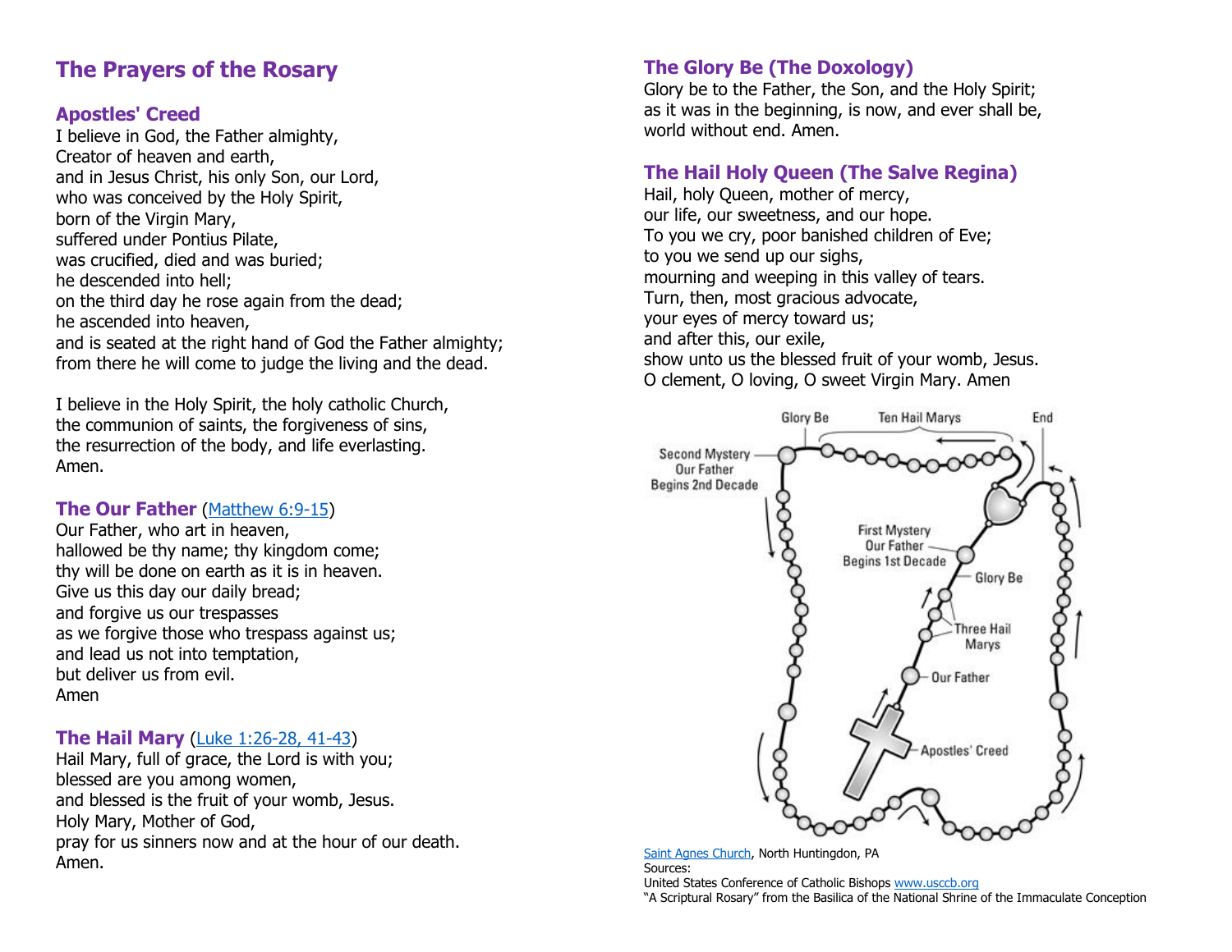## The Prayers of the Rosary

### Apostles' Creed

I believe in God, the Father almighty,
Creator of heaven and earth,
and in Jesus Christ, his only Son, our Lord,
who was conceived by the Holy Spirit,
born of the Virgin Mary,
suffered under Pontius Pilate,
was crucified, died and was buried;
he descended into hell;
on the third day he rose again from the dead;
he ascended into heaven,
and is seated at the right hand of God the Father almighty;
from there he will come to judge the living and the dead.

I believe in the Holy Spirit, the holy catholic Church,
the communion of saints, the forgiveness of sins,
the resurrection of the body, and life everlasting.
Amen.

### The Our Father (Matthew 6:9-15)

Our Father, who art in heaven,
hallowed be thy name; thy kingdom come;
thy will be done on earth as it is in heaven.
Give us this day our daily bread;
and forgive us our trespasses
as we forgive those who trespass against us;
and lead us not into temptation,
but deliver us from evil.
Amen

### The Hail Mary (Luke 1:26-28, 41-43)

Hail Mary, full of grace, the Lord is with you;
blessed are you among women,
and blessed is the fruit of your womb, Jesus.
Holy Mary, Mother of God,
pray for us sinners now and at the hour of our death.
Amen.

### The Glory Be (The Doxology)

Glory be to the Father, the Son, and the Holy Spirit;
as it was in the beginning, is now, and ever shall be,
world without end. Amen.

### The Hail Holy Queen (The Salve Regina)

Hail, holy Queen, mother of mercy,
our life, our sweetness, and our hope.
To you we cry, poor banished children of Eve;
to you we send up our sighs,
mourning and weeping in this valley of tears.
Turn, then, most gracious advocate,
your eyes of mercy toward us;
and after this, our exile,
show unto us the blessed fruit of your womb, Jesus.
O clement, O loving, O sweet Virgin Mary. Amen

Glory Be
Ten Hail Marys
End
Second Mystery
Our Father
Begins 2nd Decade
First Mystery
Our Father
Begins 1st Decade
Glory Be
Three Hail Marys
Our Father
Apostles' Creed

Saint Agnes Church, North Huntingdon, PA
Sources:
United States Conference of Catholic Bishops www.usccb.org
"A Scriptural Rosary" from the Basilica of the National Shrine of the Immaculate Conception